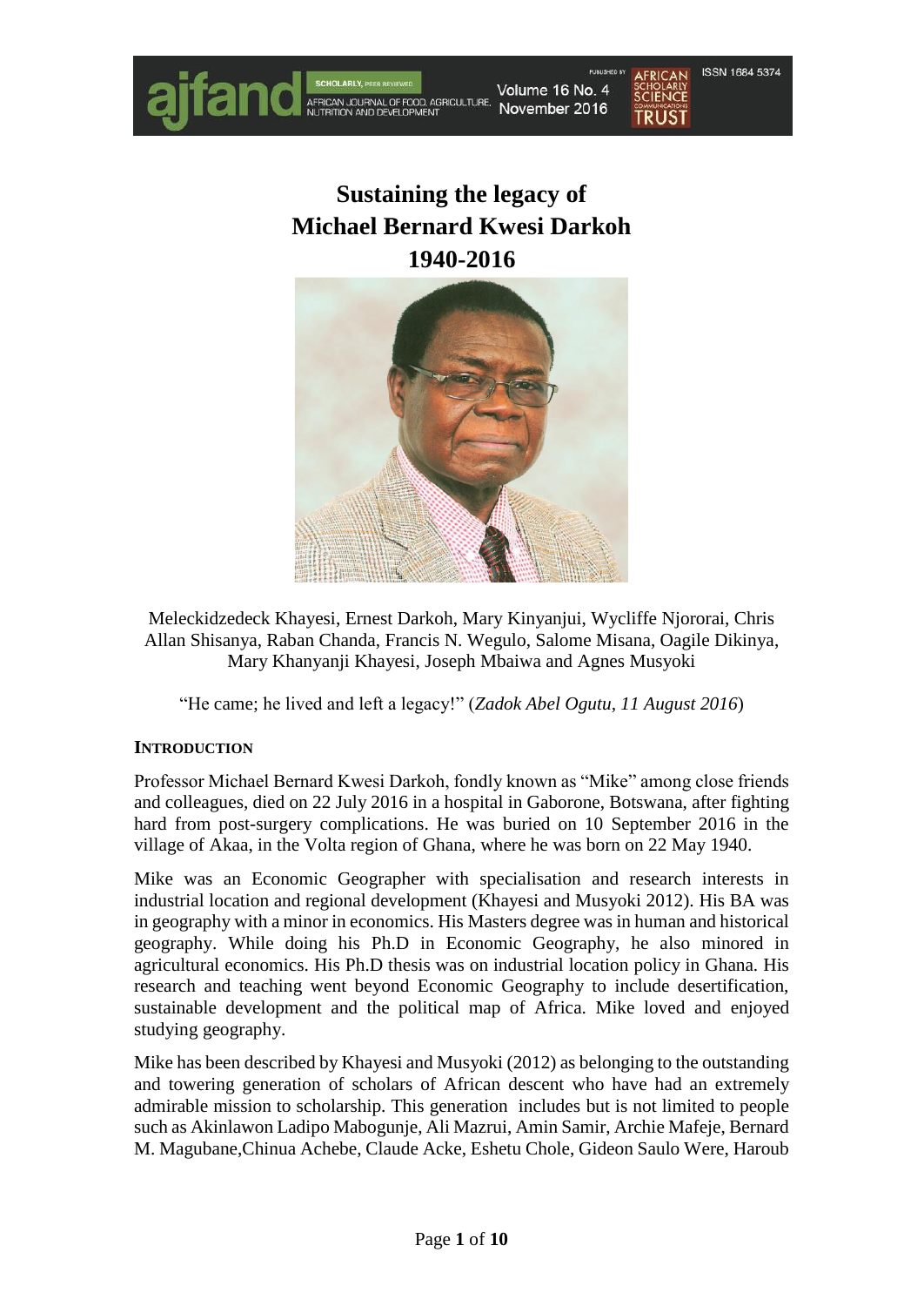# Sustaining the legacy of Michael Bernard Kwesi Darkoh 1940-2016

Meleckidzedeck Khayesi, Ernest Darkoh, Mary Kinyanjui, Wycliffe Njororai, Chris Allan Shisanya, Raban Chanda, Francis N. Wegulo, Salome Misana, Oagile Dikinya, Mary Khanyanji Khayesi, Joseph Mbaiwa and Agnes Musyoki

"He came; he lived and left a legacy!" (*Zadok Abel Ogutu, 11 August 2016*)

## INTRODUCTION

Professor Michael Bernard Kwesi Darkoh, fondly known as "Mike" among close friends and colleagues, died on 22 July 2016 in a hospital in Gaborone, Botswana, after fighting hard from post-surgery complications. He was buried on 10 September 2016 in the village of Akaa, in the Volta region of Ghana, where he was born on 22 May 1940.

Mike was an Economic Geographer with specialisation and research interests in industrial location and regional development (Khayesi and Musyoki 2012). His BA was in geography with a minor in economics. His Masters degree was in human and historical geography. While doing his Ph.D in Economic Geography, he also minored in agricultural economics. His Ph.D thesis was on industrial location policy in Ghana. His research and teaching went beyond Economic Geography to include desertification, sustainable development and the political map of Africa. Mike loved and enjoyed studying geography.

Mike has been described by Khayesi and Musyoki (2012) as belonging to the outstanding and towering generation of scholars of African descent who have had an extremely admirable mission to scholarship. This generation includes but is not limited to people such as Akinlawon Ladipo Mabogunje, Ali Mazrui, Amin Samir, Archie Mafeje, Bernard M. Magubane,Chinua Achebe, Claude Acke, Eshetu Chole, Gideon Saulo Were, Haroub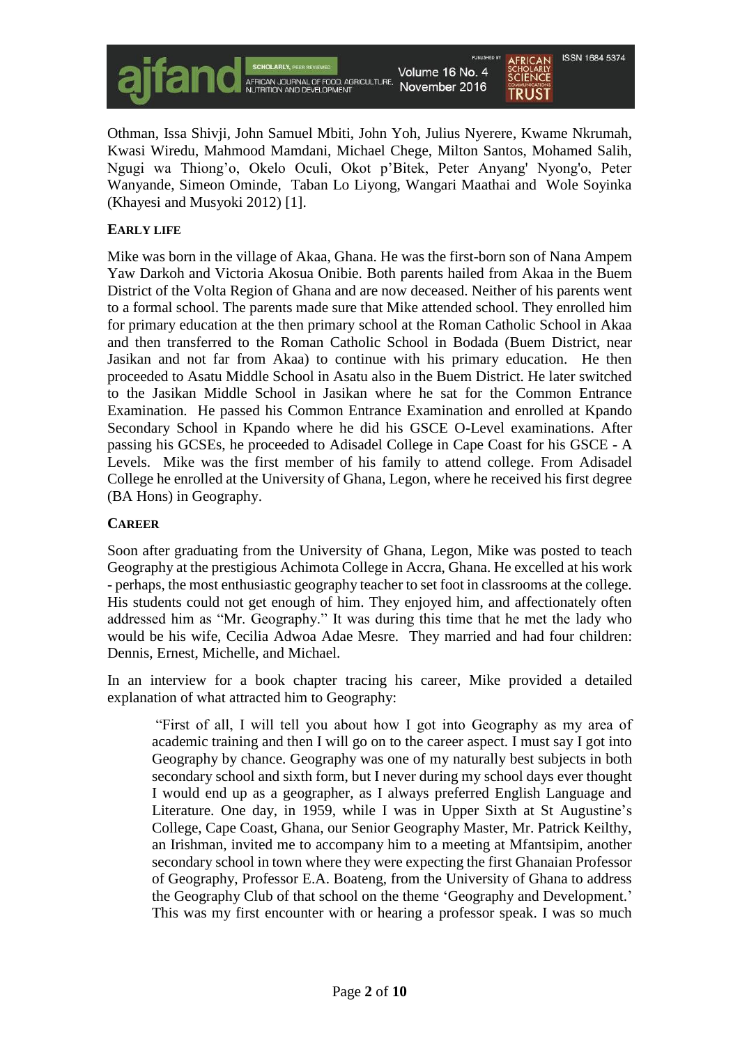Othman, Issa Shivji, John Samuel Mbiti, John Yoh, Julius Nyerere, Kwame Nkrumah, Kwasi Wiredu, Mahmood Mamdani, Michael Chege, Milton Santos, Mohamed Salih, Ngugi wa Thiong'o, Okelo Oculi, Okot p'Bitek, Peter Anyang' Nyong'o, Peter Wanyande, Simeon Ominde, Taban Lo Liyong, Wangari Maathai and Wole Soyinka (Khayesi and Musyoki 2012) [1].

## EARLY LIFE

Mike was born in the village of Akaa, Ghana. He was the first-born son of Nana Ampem Yaw Darkoh and Victoria Akosua Onibie. Both parents hailed from Akaa in the Buem District of the Volta Region of Ghana and are now deceased. Neither of his parents went to a formal school. The parents made sure that Mike attended school. They enrolled him for primary education at the then primary school at the Roman Catholic School in Akaa and then transferred to the Roman Catholic School in Bodada (Buem District, near Jasikan and not far from Akaa) to continue with his primary education. He then proceeded to Asatu Middle School in Asatu also in the Buem District. He later switched to the Jasikan Middle School in Jasikan where he sat for the Common Entrance Examination. He passed his Common Entrance Examination and enrolled at Kpando Secondary School in Kpando where he did his GSCE O-Level examinations. After passing his GCSEs, he proceeded to Adisadel College in Cape Coast for his GSCE - A Levels. Mike was the first member of his family to attend college. From Adisadel College he enrolled at the University of Ghana, Legon, where he received his first degree (BA Hons) in Geography.

## CAREER

Soon after graduating from the University of Ghana, Legon, Mike was posted to teach Geography at the prestigious Achimota College in Accra, Ghana. He excelled at his work - perhaps, the most enthusiastic geography teacher to set foot in classrooms at the college. His students could not get enough of him. They enjoyed him, and affectionately often addressed him as "Mr. Geography." It was during this time that he met the lady who would be his wife, Cecilia Adwoa Adae Mesre. They married and had four children: Dennis, Ernest, Michelle, and Michael.

In an interview for a book chapter tracing his career, Mike provided a detailed explanation of what attracted him to Geography:

> "First of all, I will tell you about how I got into Geography as my area of academic training and then I will go on to the career aspect. I must say I got into Geography by chance. Geography was one of my naturally best subjects in both secondary school and sixth form, but I never during my school days ever thought I would end up as a geographer, as I always preferred English Language and Literature. One day, in 1959, while I was in Upper Sixth at St Augustine's College, Cape Coast, Ghana, our Senior Geography Master, Mr. Patrick Keilthy, an Irishman, invited me to accompany him to a meeting at Mfantsipim, another secondary school in town where they were expecting the first Ghanaian Professor of Geography, Professor E.A. Boateng, from the University of Ghana to address the Geography Club of that school on the theme 'Geography and Development.' This was my first encounter with or hearing a professor speak. I was so much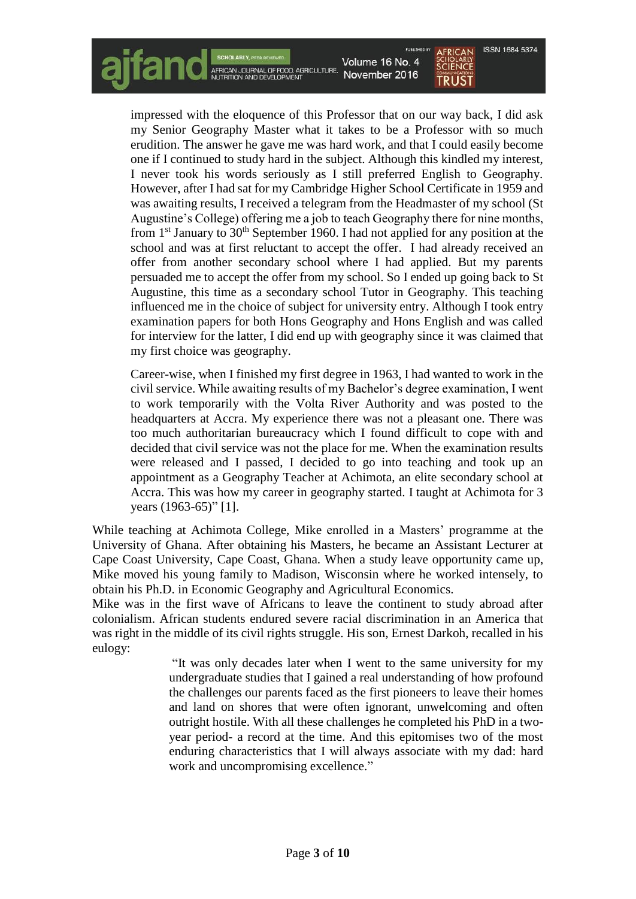> impressed with the eloquence of this Professor that on our way back, I did ask my Senior Geography Master what it takes to be a Professor with so much erudition. The answer he gave me was hard work, and that I could easily become one if I continued to study hard in the subject. Although this kindled my interest, I never took his words seriously as I still preferred English to Geography. However, after I had sat for my Cambridge Higher School Certificate in 1959 and was awaiting results, I received a telegram from the Headmaster of my school (St Augustine's College) offering me a job to teach Geography there for nine months, from 1st January to 30th September 1960. I had not applied for any position at the school and was at first reluctant to accept the offer. I had already received an offer from another secondary school where I had applied. But my parents persuaded me to accept the offer from my school. So I ended up going back to St Augustine, this time as a secondary school Tutor in Geography. This teaching influenced me in the choice of subject for university entry. Although I took entry examination papers for both Hons Geography and Hons English and was called for interview for the latter, I did end up with geography since it was claimed that my first choice was geography.
>
> Career-wise, when I finished my first degree in 1963, I had wanted to work in the civil service. While awaiting results of my Bachelor's degree examination, I went to work temporarily with the Volta River Authority and was posted to the headquarters at Accra. My experience there was not a pleasant one. There was too much authoritarian bureaucracy which I found difficult to cope with and decided that civil service was not the place for me. When the examination results were released and I passed, I decided to go into teaching and took up an appointment as a Geography Teacher at Achimota, an elite secondary school at Accra. This was how my career in geography started. I taught at Achimota for 3 years (1963-65)" [1].

While teaching at Achimota College, Mike enrolled in a Masters' programme at the University of Ghana. After obtaining his Masters, he became an Assistant Lecturer at Cape Coast University, Cape Coast, Ghana. When a study leave opportunity came up, Mike moved his young family to Madison, Wisconsin where he worked intensely, to obtain his Ph.D. in Economic Geography and Agricultural Economics.

Mike was in the first wave of Africans to leave the continent to study abroad after colonialism. African students endured severe racial discrimination in an America that was right in the middle of its civil rights struggle. His son, Ernest Darkoh, recalled in his eulogy:

> "It was only decades later when I went to the same university for my undergraduate studies that I gained a real understanding of how profound the challenges our parents faced as the first pioneers to leave their homes and land on shores that were often ignorant, unwelcoming and often outright hostile. With all these challenges he completed his PhD in a two-year period- a record at the time. And this epitomises two of the most enduring characteristics that I will always associate with my dad: hard work and uncompromising excellence."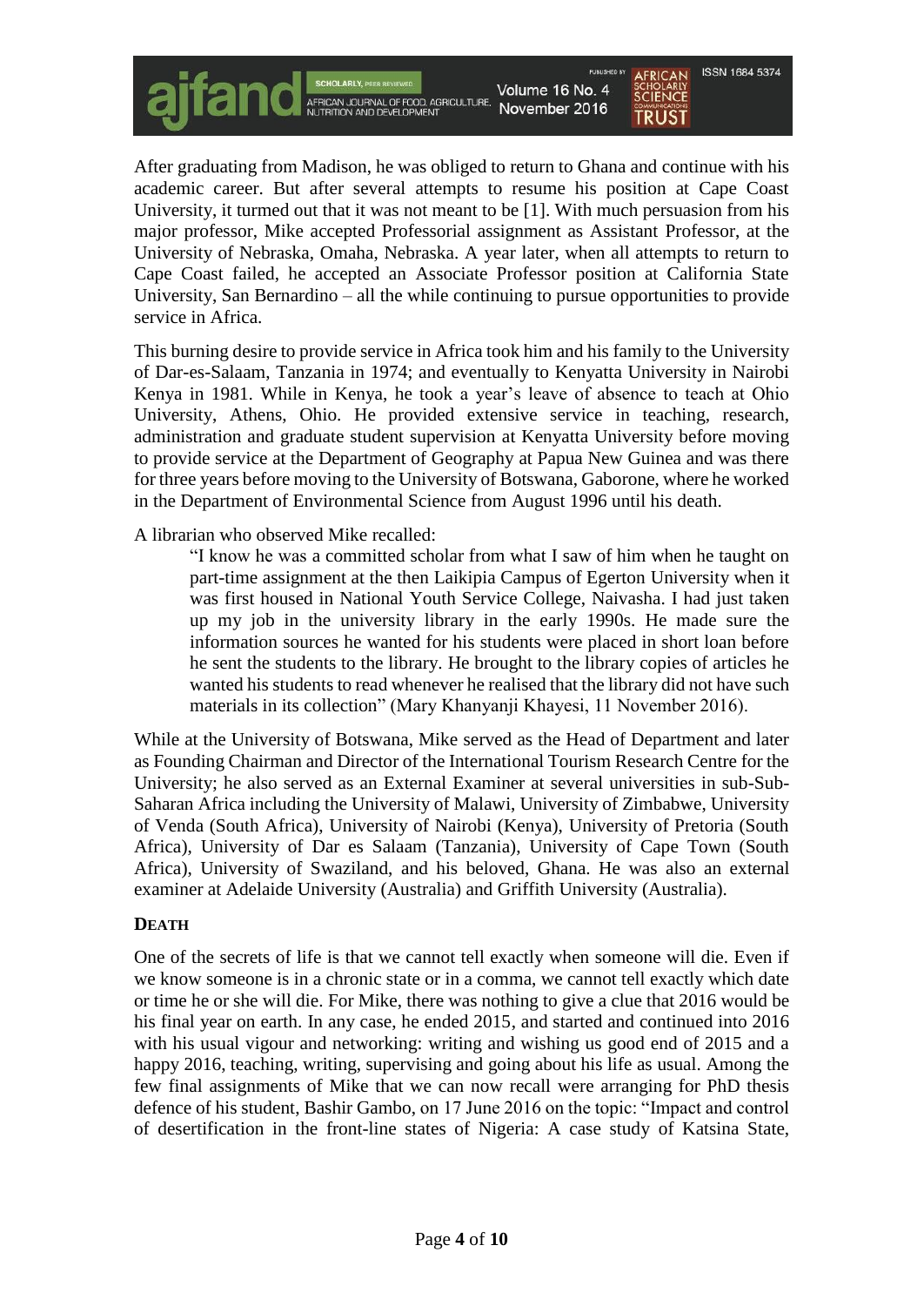After graduating from Madison, he was obliged to return to Ghana and continue with his academic career. But after several attempts to resume his position at Cape Coast University, it turmed out that it was not meant to be [1]. With much persuasion from his major professor, Mike accepted Professorial assignment as Assistant Professor, at the University of Nebraska, Omaha, Nebraska. A year later, when all attempts to return to Cape Coast failed, he accepted an Associate Professor position at California State University, San Bernardino – all the while continuing to pursue opportunities to provide service in Africa.

This burning desire to provide service in Africa took him and his family to the University of Dar-es-Salaam, Tanzania in 1974; and eventually to Kenyatta University in Nairobi Kenya in 1981. While in Kenya, he took a year's leave of absence to teach at Ohio University, Athens, Ohio. He provided extensive service in teaching, research, administration and graduate student supervision at Kenyatta University before moving to provide service at the Department of Geography at Papua New Guinea and was there for three years before moving to the University of Botswana, Gaborone, where he worked in the Department of Environmental Science from August 1996 until his death.

A librarian who observed Mike recalled:

> "I know he was a committed scholar from what I saw of him when he taught on part-time assignment at the then Laikipia Campus of Egerton University when it was first housed in National Youth Service College, Naivasha. I had just taken up my job in the university library in the early 1990s. He made sure the information sources he wanted for his students were placed in short loan before he sent the students to the library. He brought to the library copies of articles he wanted his students to read whenever he realised that the library did not have such materials in its collection" (Mary Khanyanji Khayesi, 11 November 2016).

While at the University of Botswana, Mike served as the Head of Department and later as Founding Chairman and Director of the International Tourism Research Centre for the University; he also served as an External Examiner at several universities in sub-Sub-Saharan Africa including the University of Malawi, University of Zimbabwe, University of Venda (South Africa), University of Nairobi (Kenya), University of Pretoria (South Africa), University of Dar es Salaam (Tanzania), University of Cape Town (South Africa), University of Swaziland, and his beloved, Ghana. He was also an external examiner at Adelaide University (Australia) and Griffith University (Australia).

## DEATH

One of the secrets of life is that we cannot tell exactly when someone will die. Even if we know someone is in a chronic state or in a comma, we cannot tell exactly which date or time he or she will die. For Mike, there was nothing to give a clue that 2016 would be his final year on earth. In any case, he ended 2015, and started and continued into 2016 with his usual vigour and networking: writing and wishing us good end of 2015 and a happy 2016, teaching, writing, supervising and going about his life as usual. Among the few final assignments of Mike that we can now recall were arranging for PhD thesis defence of his student, Bashir Gambo, on 17 June 2016 on the topic: "Impact and control of desertification in the front-line states of Nigeria: A case study of Katsina State,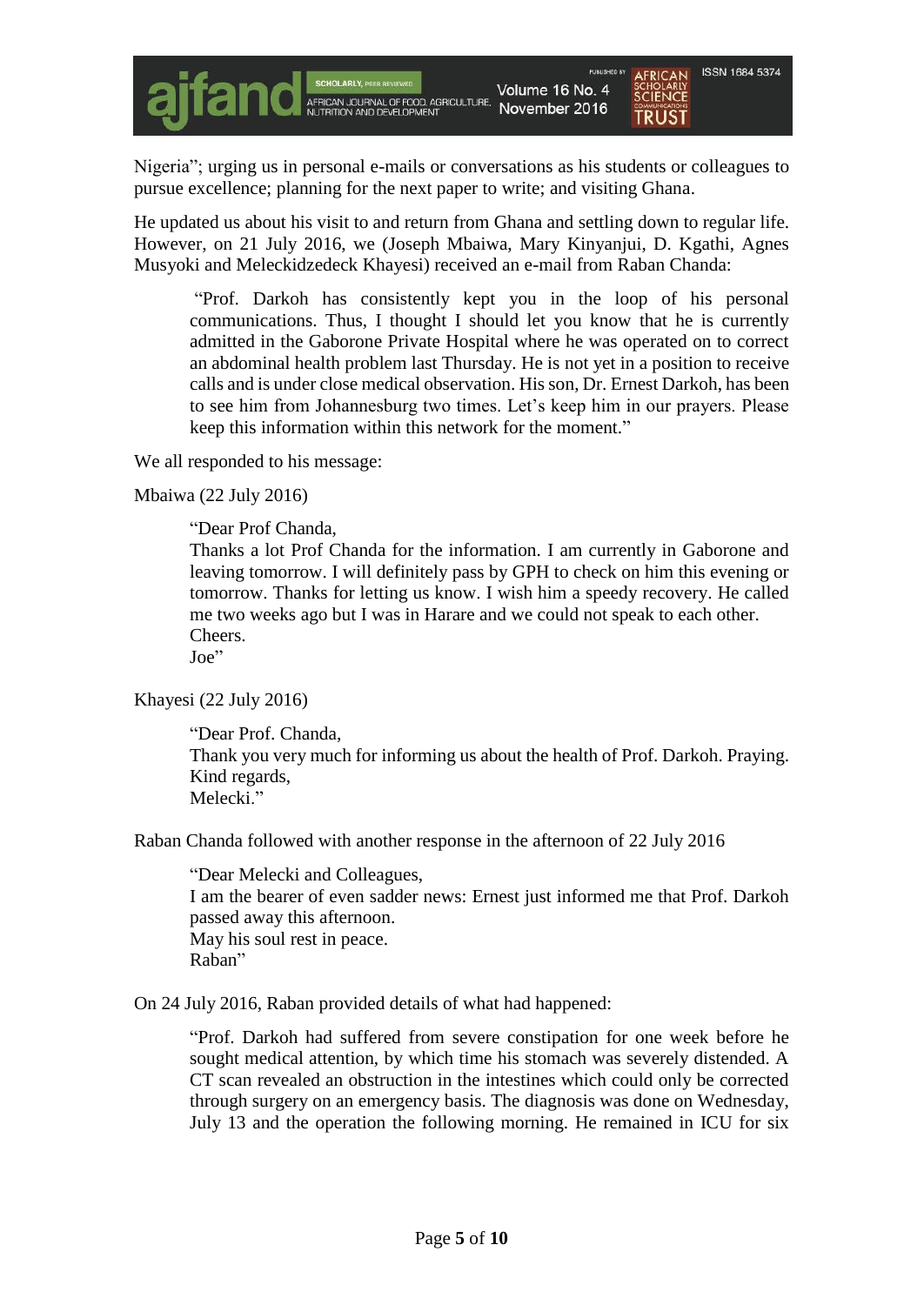Nigeria"; urging us in personal e-mails or conversations as his students or colleagues to pursue excellence; planning for the next paper to write; and visiting Ghana.

He updated us about his visit to and return from Ghana and settling down to regular life. However, on 21 July 2016, we (Joseph Mbaiwa, Mary Kinyanjui, D. Kgathi, Agnes Musyoki and Meleckidzedeck Khayesi) received an e-mail from Raban Chanda:

> "Prof. Darkoh has consistently kept you in the loop of his personal communications. Thus, I thought I should let you know that he is currently admitted in the Gaborone Private Hospital where he was operated on to correct an abdominal health problem last Thursday. He is not yet in a position to receive calls and is under close medical observation. His son, Dr. Ernest Darkoh, has been to see him from Johannesburg two times. Let's keep him in our prayers. Please keep this information within this network for the moment."

We all responded to his message:

Mbaiwa (22 July 2016)

> "Dear Prof Chanda,
> Thanks a lot Prof Chanda for the information. I am currently in Gaborone and leaving tomorrow. I will definitely pass by GPH to check on him this evening or tomorrow. Thanks for letting us know. I wish him a speedy recovery. He called me two weeks ago but I was in Harare and we could not speak to each other.
> Cheers.
> Joe"

Khayesi (22 July 2016)

> "Dear Prof. Chanda,
> Thank you very much for informing us about the health of Prof. Darkoh. Praying.
> Kind regards,
> Melecki."

Raban Chanda followed with another response in the afternoon of 22 July 2016

> "Dear Melecki and Colleagues,
> I am the bearer of even sadder news: Ernest just informed me that Prof. Darkoh passed away this afternoon.
> May his soul rest in peace.
> Raban"

On 24 July 2016, Raban provided details of what had happened:

> "Prof. Darkoh had suffered from severe constipation for one week before he sought medical attention, by which time his stomach was severely distended. A CT scan revealed an obstruction in the intestines which could only be corrected through surgery on an emergency basis. The diagnosis was done on Wednesday, July 13 and the operation the following morning. He remained in ICU for six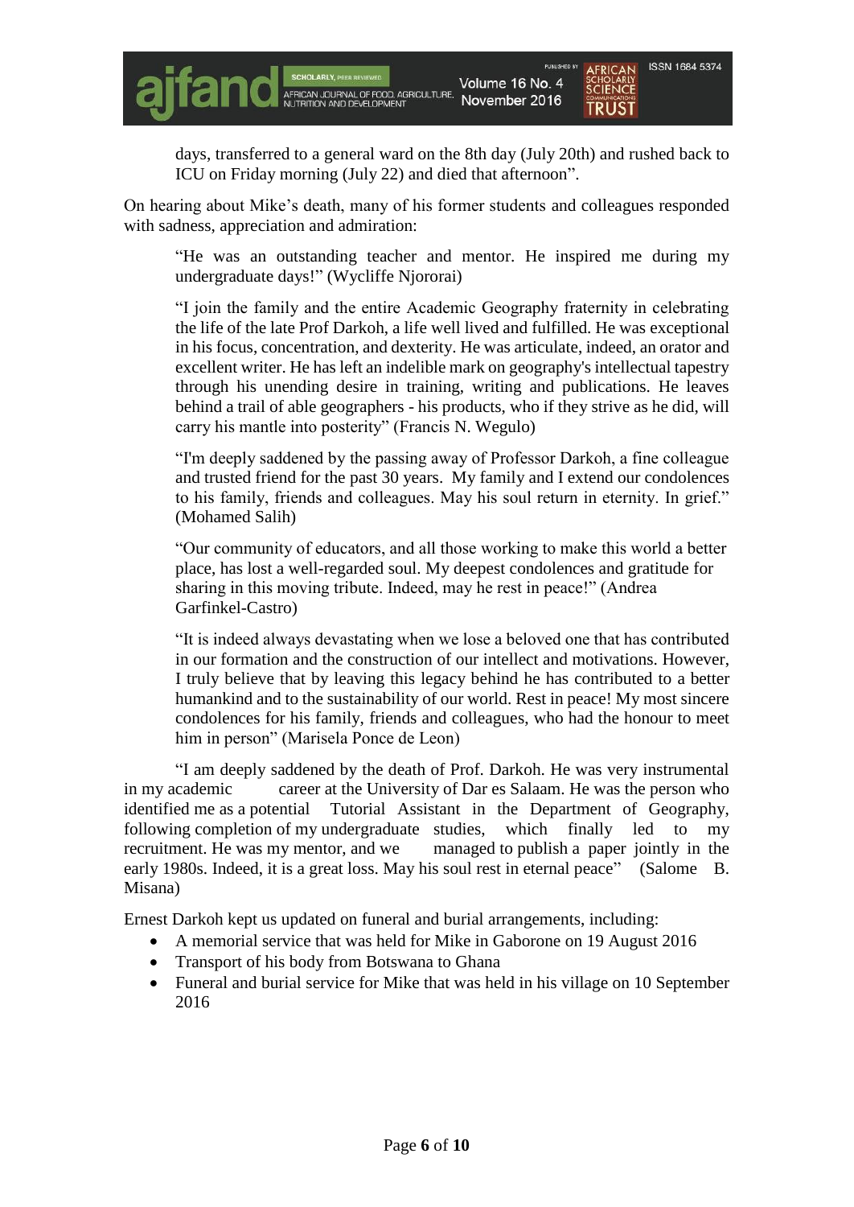days, transferred to a general ward on the 8th day (July 20th) and rushed back to ICU on Friday morning (July 22) and died that afternoon".

On hearing about Mike's death, many of his former students and colleagues responded with sadness, appreciation and admiration:

> "He was an outstanding teacher and mentor. He inspired me during my undergraduate days!" (Wycliffe Njororai)

> "I join the family and the entire Academic Geography fraternity in celebrating the life of the late Prof Darkoh, a life well lived and fulfilled. He was exceptional in his focus, concentration, and dexterity. He was articulate, indeed, an orator and excellent writer. He has left an indelible mark on geography's intellectual tapestry through his unending desire in training, writing and publications. He leaves behind a trail of able geographers - his products, who if they strive as he did, will carry his mantle into posterity" (Francis N. Wegulo)

> "I'm deeply saddened by the passing away of Professor Darkoh, a fine colleague and trusted friend for the past 30 years. My family and I extend our condolences to his family, friends and colleagues. May his soul return in eternity. In grief." (Mohamed Salih)

> "Our community of educators, and all those working to make this world a better place, has lost a well-regarded soul. My deepest condolences and gratitude for sharing in this moving tribute. Indeed, may he rest in peace!" (Andrea Garfinkel-Castro)

> "It is indeed always devastating when we lose a beloved one that has contributed in our formation and the construction of our intellect and motivations. However, I truly believe that by leaving this legacy behind he has contributed to a better humankind and to the sustainability of our world. Rest in peace! My most sincere condolences for his family, friends and colleagues, who had the honour to meet him in person" (Marisela Ponce de Leon)

"I am deeply saddened by the death of Prof. Darkoh. He was very instrumental in my academic career at the University of Dar es Salaam. He was the person who identified me as a potential Tutorial Assistant in the Department of Geography, following completion of my undergraduate studies, which finally led to my recruitment. He was my mentor, and we managed to publish a paper jointly in the early 1980s. Indeed, it is a great loss. May his soul rest in eternal peace" (Salome B. Misana)

Ernest Darkoh kept us updated on funeral and burial arrangements, including:

- A memorial service that was held for Mike in Gaborone on 19 August 2016
- Transport of his body from Botswana to Ghana
- Funeral and burial service for Mike that was held in his village on 10 September 2016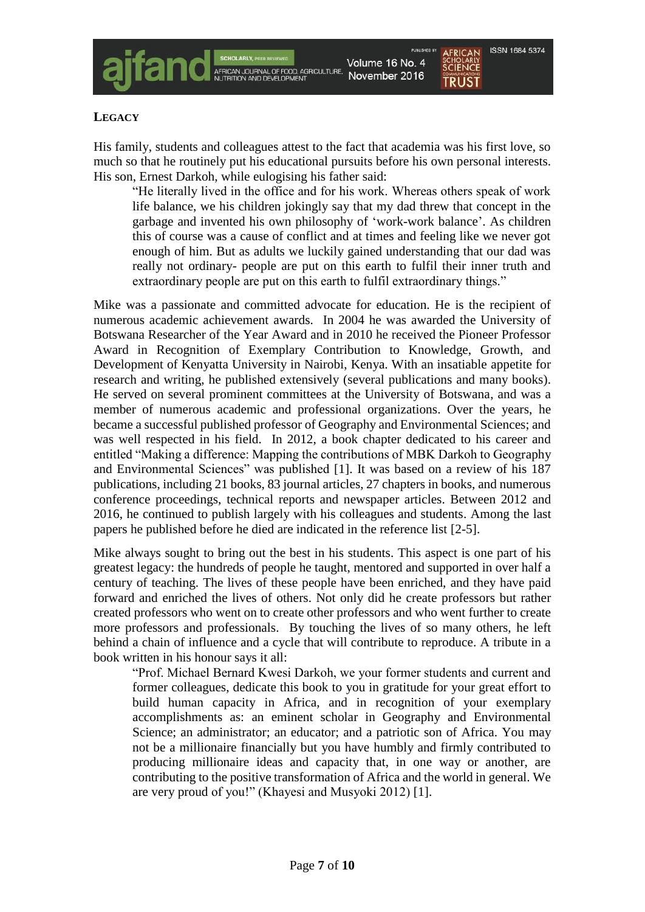## LEGACY

His family, students and colleagues attest to the fact that academia was his first love, so much so that he routinely put his educational pursuits before his own personal interests. His son, Ernest Darkoh, while eulogising his father said:

> "He literally lived in the office and for his work. Whereas others speak of work life balance, we his children jokingly say that my dad threw that concept in the garbage and invented his own philosophy of 'work-work balance'. As children this of course was a cause of conflict and at times and feeling like we never got enough of him. But as adults we luckily gained understanding that our dad was really not ordinary- people are put on this earth to fulfil their inner truth and extraordinary people are put on this earth to fulfil extraordinary things."

Mike was a passionate and committed advocate for education. He is the recipient of numerous academic achievement awards. In 2004 he was awarded the University of Botswana Researcher of the Year Award and in 2010 he received the Pioneer Professor Award in Recognition of Exemplary Contribution to Knowledge, Growth, and Development of Kenyatta University in Nairobi, Kenya. With an insatiable appetite for research and writing, he published extensively (several publications and many books). He served on several prominent committees at the University of Botswana, and was a member of numerous academic and professional organizations. Over the years, he became a successful published professor of Geography and Environmental Sciences; and was well respected in his field. In 2012, a book chapter dedicated to his career and entitled "Making a difference: Mapping the contributions of MBK Darkoh to Geography and Environmental Sciences" was published [1]. It was based on a review of his 187 publications, including 21 books, 83 journal articles, 27 chapters in books, and numerous conference proceedings, technical reports and newspaper articles. Between 2012 and 2016, he continued to publish largely with his colleagues and students. Among the last papers he published before he died are indicated in the reference list [2-5].

Mike always sought to bring out the best in his students. This aspect is one part of his greatest legacy: the hundreds of people he taught, mentored and supported in over half a century of teaching. The lives of these people have been enriched, and they have paid forward and enriched the lives of others. Not only did he create professors but rather created professors who went on to create other professors and who went further to create more professors and professionals. By touching the lives of so many others, he left behind a chain of influence and a cycle that will contribute to reproduce. A tribute in a book written in his honour says it all:

> "Prof. Michael Bernard Kwesi Darkoh, we your former students and current and former colleagues, dedicate this book to you in gratitude for your great effort to build human capacity in Africa, and in recognition of your exemplary accomplishments as: an eminent scholar in Geography and Environmental Science; an administrator; an educator; and a patriotic son of Africa. You may not be a millionaire financially but you have humbly and firmly contributed to producing millionaire ideas and capacity that, in one way or another, are contributing to the positive transformation of Africa and the world in general. We are very proud of you!" (Khayesi and Musyoki 2012) [1].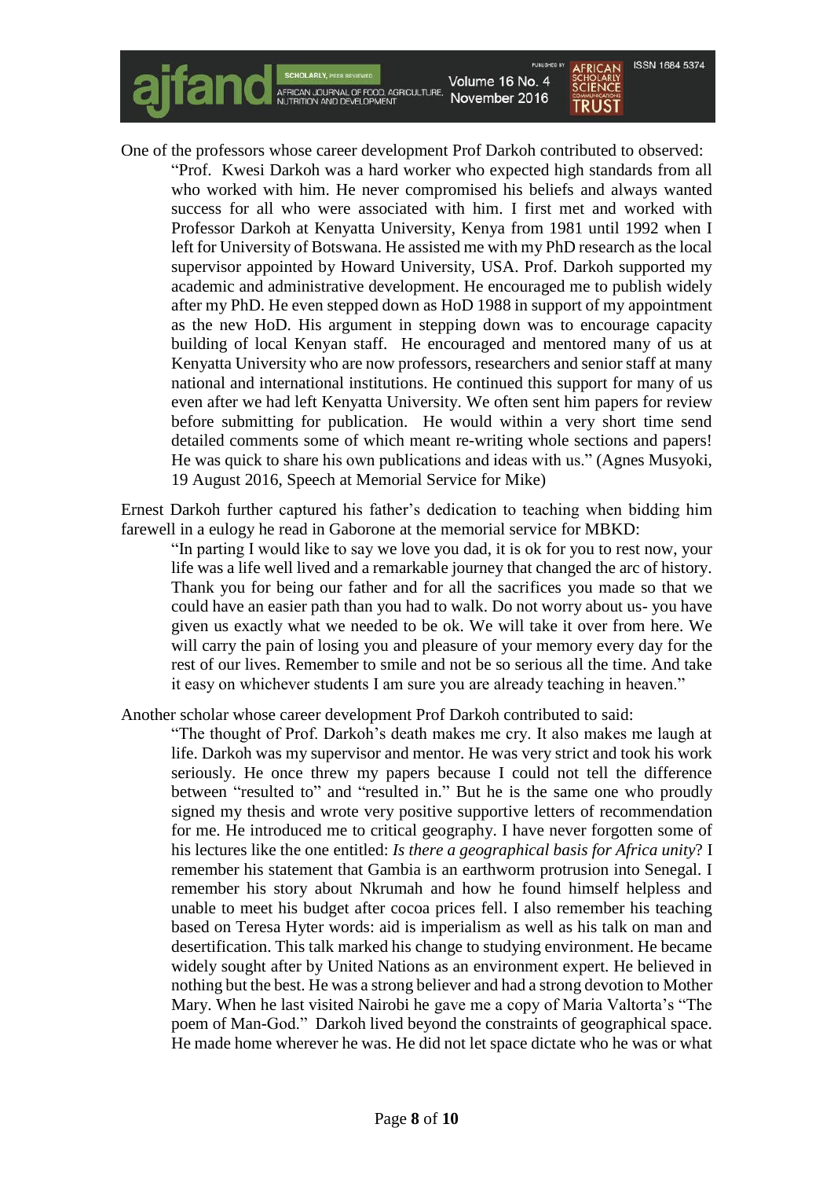One of the professors whose career development Prof Darkoh contributed to observed:

> "Prof. Kwesi Darkoh was a hard worker who expected high standards from all who worked with him. He never compromised his beliefs and always wanted success for all who were associated with him. I first met and worked with Professor Darkoh at Kenyatta University, Kenya from 1981 until 1992 when I left for University of Botswana. He assisted me with my PhD research as the local supervisor appointed by Howard University, USA. Prof. Darkoh supported my academic and administrative development. He encouraged me to publish widely after my PhD. He even stepped down as HoD 1988 in support of my appointment as the new HoD. His argument in stepping down was to encourage capacity building of local Kenyan staff. He encouraged and mentored many of us at Kenyatta University who are now professors, researchers and senior staff at many national and international institutions. He continued this support for many of us even after we had left Kenyatta University. We often sent him papers for review before submitting for publication. He would within a very short time send detailed comments some of which meant re-writing whole sections and papers! He was quick to share his own publications and ideas with us." (Agnes Musyoki, 19 August 2016, Speech at Memorial Service for Mike)

Ernest Darkoh further captured his father's dedication to teaching when bidding him farewell in a eulogy he read in Gaborone at the memorial service for MBKD:

> "In parting I would like to say we love you dad, it is ok for you to rest now, your life was a life well lived and a remarkable journey that changed the arc of history. Thank you for being our father and for all the sacrifices you made so that we could have an easier path than you had to walk. Do not worry about us- you have given us exactly what we needed to be ok. We will take it over from here. We will carry the pain of losing you and pleasure of your memory every day for the rest of our lives. Remember to smile and not be so serious all the time. And take it easy on whichever students I am sure you are already teaching in heaven."

Another scholar whose career development Prof Darkoh contributed to said:

> "The thought of Prof. Darkoh's death makes me cry. It also makes me laugh at life. Darkoh was my supervisor and mentor. He was very strict and took his work seriously. He once threw my papers because I could not tell the difference between "resulted to" and "resulted in." But he is the same one who proudly signed my thesis and wrote very positive supportive letters of recommendation for me. He introduced me to critical geography. I have never forgotten some of his lectures like the one entitled: *Is there a geographical basis for Africa unity*? I remember his statement that Gambia is an earthworm protrusion into Senegal. I remember his story about Nkrumah and how he found himself helpless and unable to meet his budget after cocoa prices fell. I also remember his teaching based on Teresa Hyter words: aid is imperialism as well as his talk on man and desertification. This talk marked his change to studying environment. He became widely sought after by United Nations as an environment expert. He believed in nothing but the best. He was a strong believer and had a strong devotion to Mother Mary. When he last visited Nairobi he gave me a copy of Maria Valtorta's "The poem of Man-God." Darkoh lived beyond the constraints of geographical space. He made home wherever he was. He did not let space dictate who he was or what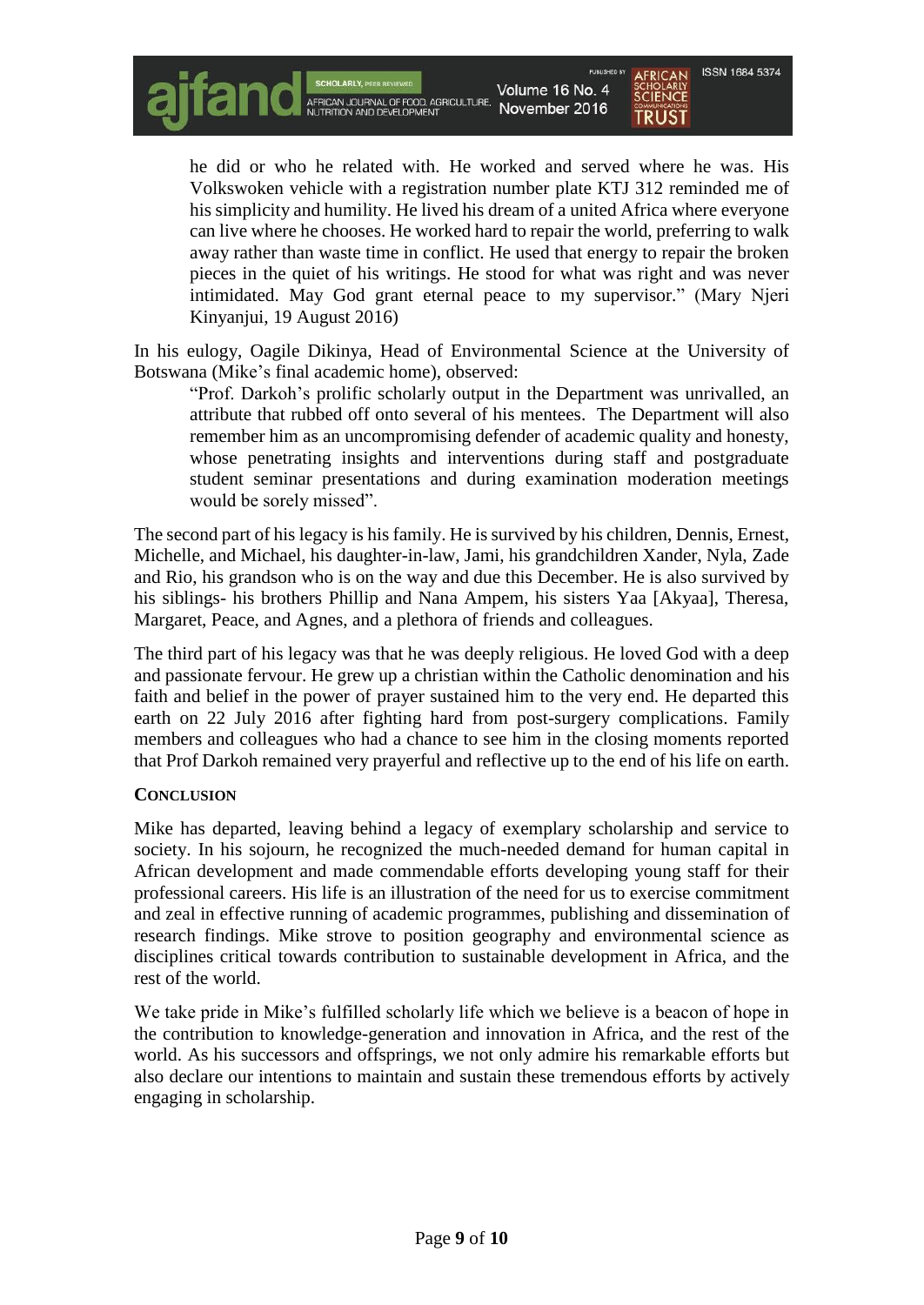he did or who he related with. He worked and served where he was. His Volkswoken vehicle with a registration number plate KTJ 312 reminded me of his simplicity and humility. He lived his dream of a united Africa where everyone can live where he chooses. He worked hard to repair the world, preferring to walk away rather than waste time in conflict. He used that energy to repair the broken pieces in the quiet of his writings. He stood for what was right and was never intimidated. May God grant eternal peace to my supervisor." (Mary Njeri Kinyanjui, 19 August 2016)

In his eulogy, Oagile Dikinya, Head of Environmental Science at the University of Botswana (Mike's final academic home), observed:

> "Prof. Darkoh's prolific scholarly output in the Department was unrivalled, an attribute that rubbed off onto several of his mentees. The Department will also remember him as an uncompromising defender of academic quality and honesty, whose penetrating insights and interventions during staff and postgraduate student seminar presentations and during examination moderation meetings would be sorely missed".

The second part of his legacy is his family. He is survived by his children, Dennis, Ernest, Michelle, and Michael, his daughter-in-law, Jami, his grandchildren Xander, Nyla, Zade and Rio, his grandson who is on the way and due this December. He is also survived by his siblings- his brothers Phillip and Nana Ampem, his sisters Yaa [Akyaa], Theresa, Margaret, Peace, and Agnes, and a plethora of friends and colleagues.

The third part of his legacy was that he was deeply religious. He loved God with a deep and passionate fervour. He grew up a christian within the Catholic denomination and his faith and belief in the power of prayer sustained him to the very end. He departed this earth on 22 July 2016 after fighting hard from post-surgery complications. Family members and colleagues who had a chance to see him in the closing moments reported that Prof Darkoh remained very prayerful and reflective up to the end of his life on earth.

## CONCLUSION

Mike has departed, leaving behind a legacy of exemplary scholarship and service to society. In his sojourn, he recognized the much-needed demand for human capital in African development and made commendable efforts developing young staff for their professional careers. His life is an illustration of the need for us to exercise commitment and zeal in effective running of academic programmes, publishing and dissemination of research findings. Mike strove to position geography and environmental science as disciplines critical towards contribution to sustainable development in Africa, and the rest of the world.

We take pride in Mike's fulfilled scholarly life which we believe is a beacon of hope in the contribution to knowledge-generation and innovation in Africa, and the rest of the world. As his successors and offsprings, we not only admire his remarkable efforts but also declare our intentions to maintain and sustain these tremendous efforts by actively engaging in scholarship.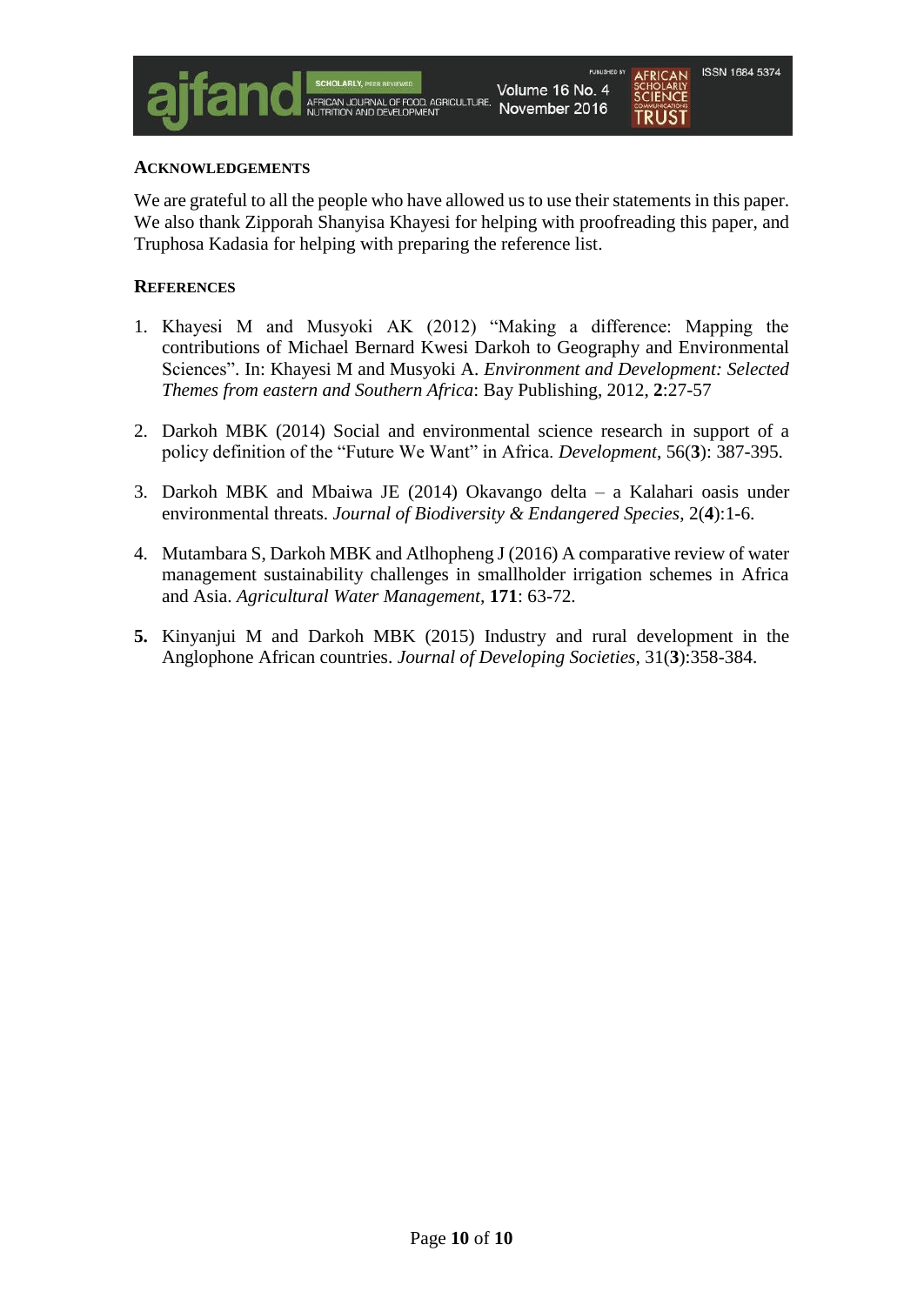## ACKNOWLEDGEMENTS

We are grateful to all the people who have allowed us to use their statements in this paper. We also thank Zipporah Shanyisa Khayesi for helping with proofreading this paper, and Truphosa Kadasia for helping with preparing the reference list.

## REFERENCES

1. Khayesi M and Musyoki AK (2012) "Making a difference: Mapping the contributions of Michael Bernard Kwesi Darkoh to Geography and Environmental Sciences". In: Khayesi M and Musyoki A. *Environment and Development: Selected Themes from eastern and Southern Africa*: Bay Publishing, 2012, **2**:27-57

2. Darkoh MBK (2014) Social and environmental science research in support of a policy definition of the "Future We Want" in Africa. *Development*, 56(**3**): 387-395.

3. Darkoh MBK and Mbaiwa JE (2014) Okavango delta – a Kalahari oasis under environmental threats. *Journal of Biodiversity & Endangered Species*, 2(**4**):1-6.

4. Mutambara S, Darkoh MBK and Atlhopheng J (2016) A comparative review of water management sustainability challenges in smallholder irrigation schemes in Africa and Asia. *Agricultural Water Management,* **171**: 63-72.

5. Kinyanjui M and Darkoh MBK (2015) Industry and rural development in the Anglophone African countries. *Journal of Developing Societies*, 31(**3**):358-384.